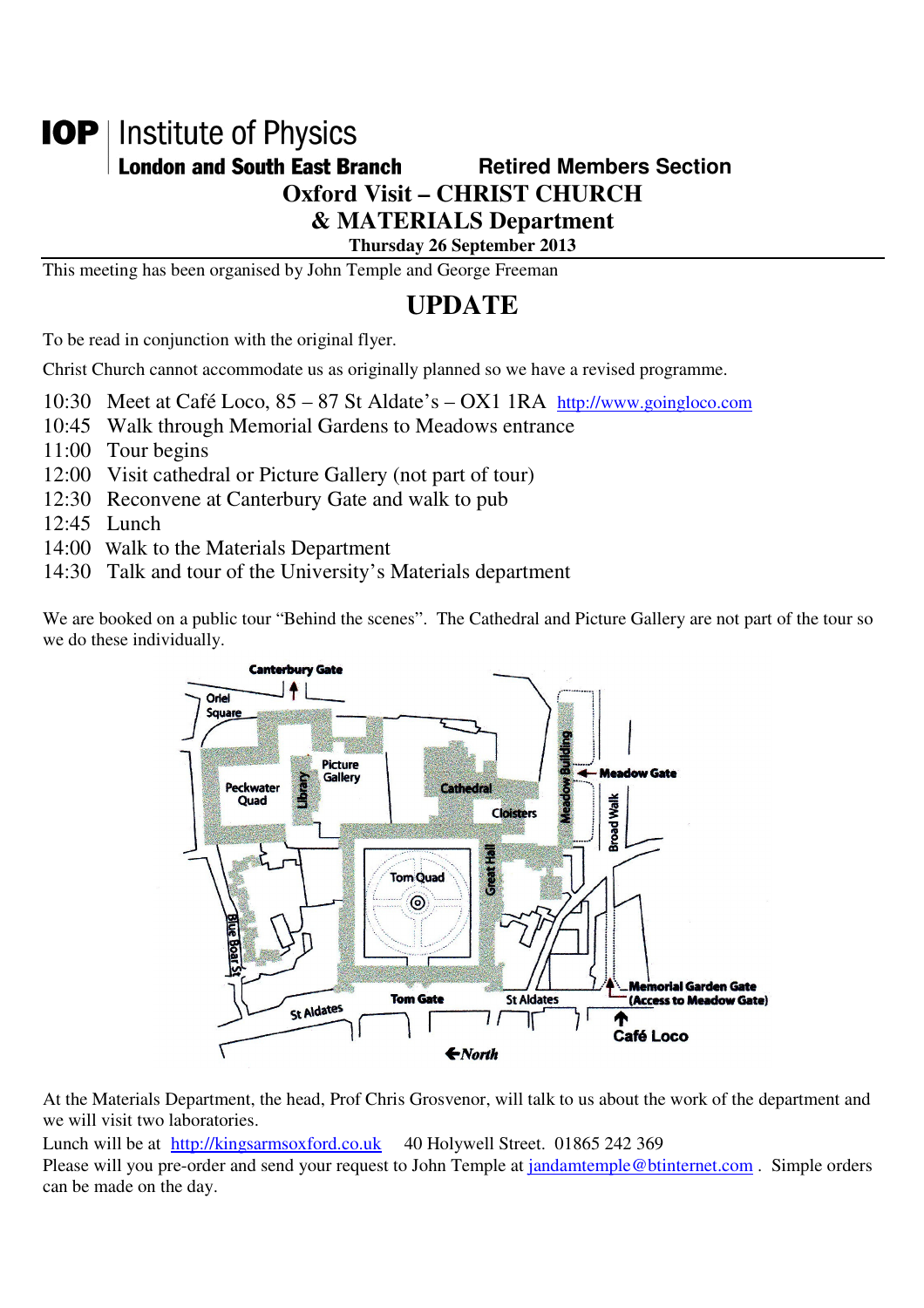**IOP** | Institute of Physics

**London and South East Branch** **Retired Members Section**

# Oxford Visit – CHRIST CHURCH & MATERIALS Department

**Thursday 26 September 2013**

This meeting has been organised by John Temple and George Freeman

## UPDATE

To be read in conjunction with the original flyer.

Christ Church cannot accommodate us as originally planned so we have a revised programme.

10:30 Meet at Café Loco, 85 – 87 St Aldate's – OX1 1RA http://www.goingloco.com
10:45 Walk through Memorial Gardens to Meadows entrance
11:00 Tour begins
12:00 Visit cathedral or Picture Gallery (not part of tour)
12:30 Reconvene at Canterbury Gate and walk to pub
12:45 Lunch
14:00 Walk to the Materials Department
14:30 Talk and tour of the University's Materials department

We are booked on a public tour "Behind the scenes". The Cathedral and Picture Gallery are not part of the tour so we do these individually.

Canterbury Gate, Oriel Square, Peckwater Quad, Library, Picture Gallery, Cathedral, Cloisters, Meadow Building, Meadow Gate, Broad Walk, Tom Quad, Great Hall, Blue Boar St, St Aldates, Tom Gate, St Aldates, Memorial Garden Gate (Access to Meadow Gate), Café Loco, North

At the Materials Department, the head, Prof Chris Grosvenor, will talk to us about the work of the department and we will visit two laboratories.

Lunch will be at http://kingsarmsoxford.co.uk 40 Holywell Street. 01865 242 369

Please will you pre-order and send your request to John Temple at jandamtemple@btinternet.com . Simple orders can be made on the day.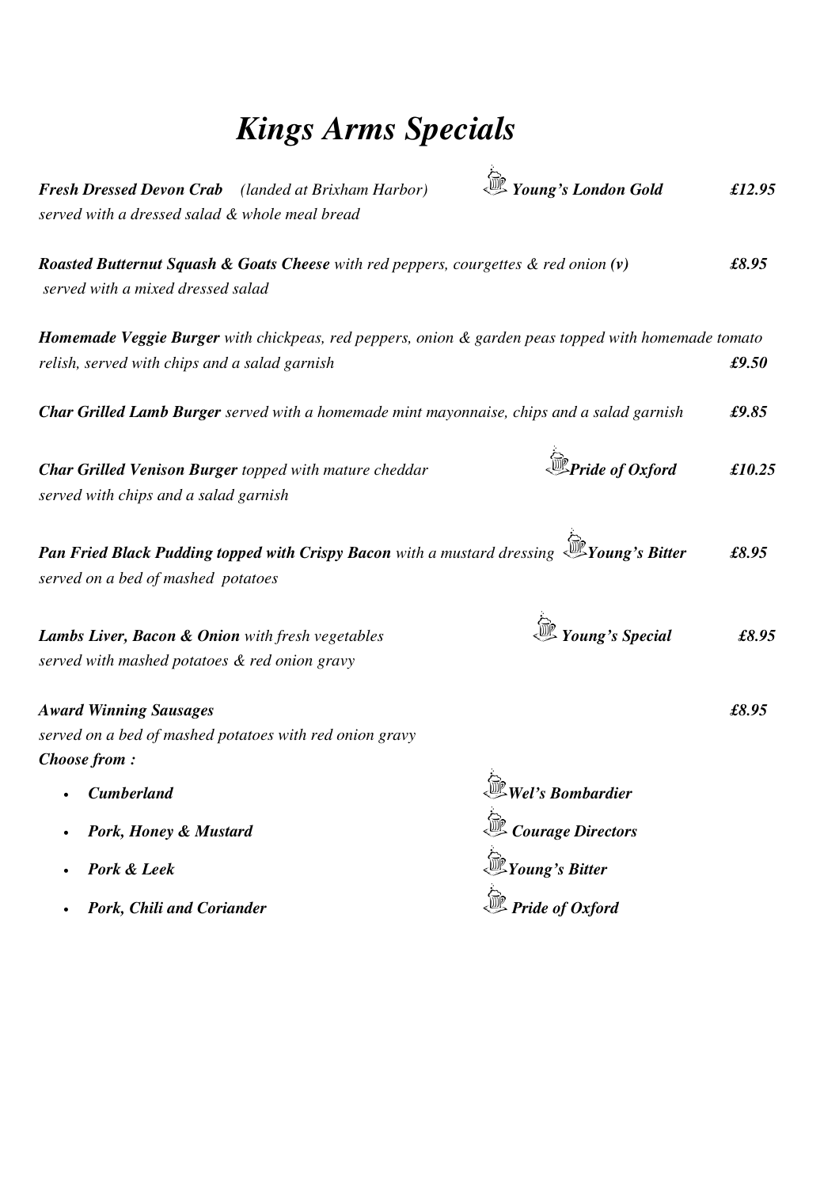# *Kings Arms Specials*

***Fresh Dressed Devon Crab*** *(landed at Brixham Harbor)* ***Young's London Gold*** ***£12.95***
*served with a dressed salad & whole meal bread*

***Roasted Butternut Squash & Goats Cheese*** *with red peppers, courgettes & red onion **(v)*** ***£8.95***
*served with a mixed dressed salad*

***Homemade Veggie Burger*** *with chickpeas, red peppers, onion & garden peas topped with homemade tomato relish, served with chips and a salad garnish* ***£9.50***

***Char Grilled Lamb Burger*** *served with a homemade mint mayonnaise, chips and a salad garnish* ***£9.85***

***Char Grilled Venison Burger*** *topped with mature cheddar* ***Pride of Oxford*** ***£10.25***
*served with chips and a salad garnish*

***Pan Fried Black Pudding topped with Crispy Bacon*** *with a mustard dressing* ***Young's Bitter*** ***£8.95***
*served on a bed of mashed potatoes*

***Lambs Liver, Bacon & Onion*** *with fresh vegetables* ***Young's Special*** ***£8.95***
*served with mashed potatoes & red onion gravy*

***Award Winning Sausages*** ***£8.95***
*served on a bed of mashed potatoes with red onion gravy*
***Choose from :***

- ***Cumberland*** ***Wel's Bombardier***
- ***Pork, Honey & Mustard*** ***Courage Directors***
- ***Pork & Leek*** ***Young's Bitter***
- ***Pork, Chili and Coriander*** ***Pride of Oxford***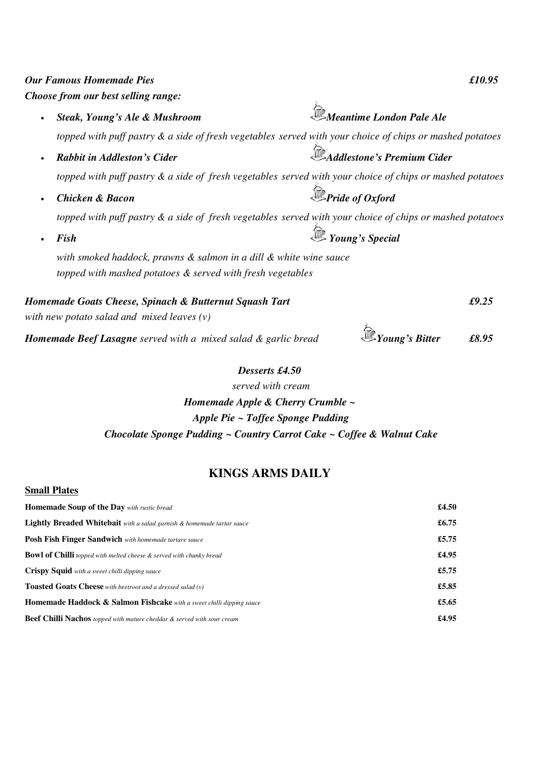***Our Famous Homemade Pies*** ***£10.95***

***Choose from our best selling range:***

- ***Steak, Young's Ale & Mushroom*** ***Meantime London Pale Ale***

  *topped with puff pastry & a side of fresh vegetables served with your choice of chips or mashed potatoes*

- ***Rabbit in Addleston's Cider*** ***Addlestone's Premium Cider***

  *topped with puff pastry & a side of fresh vegetables served with your choice of chips or mashed potatoes*

- ***Chicken & Bacon*** ***Pride of Oxford***

  *topped with puff pastry & a side of fresh vegetables served with your choice of chips or mashed potatoes*

- ***Fish*** ***Young's Special***

  *with smoked haddock, prawns & salmon in a dill & white wine sauce*
  *topped with mashed potatoes & served with fresh vegetables*

***Homemade Goats Cheese, Spinach & Butternut Squash Tart*** ***£9.25***

*with new potato salad and mixed leaves (v)*

***Homemade Beef Lasagne*** *served with a mixed salad & garlic bread* ***Young's Bitter*** ***£8.95***

***Desserts £4.50***

*served with cream*

***Homemade Apple & Cherry Crumble ~***

***Apple Pie ~ Toffee Sponge Pudding***

***Chocolate Sponge Pudding ~ Country Carrot Cake ~ Coffee & Walnut Cake***

## KINGS ARMS DAILY

### Small Plates

| Item | Price |
|---|---|
| **Homemade Soup of the Day** *with rustic bread* | **£4.50** |
| **Lightly Breaded Whitebait** *with a salad garnish & homemade tartar sauce* | **£6.75** |
| **Posh Fish Finger Sandwich** *with homemade tartare sauce* | **£5.75** |
| **Bowl of Chilli** *topped with melted cheese & served with chunky bread* | **£4.95** |
| **Crispy Squid** *with a sweet chilli dipping sauce* | **£5.75** |
| **Toasted Goats Cheese** *with beetroot and a dressed salad (v)* | **£5.85** |
| **Homemade Haddock & Salmon Fishcake** *with a sweet chilli dipping sauce* | **£5.65** |
| **Beef Chilli Nachos** *topped with mature cheddar & served with sour cream* | **£4.95** |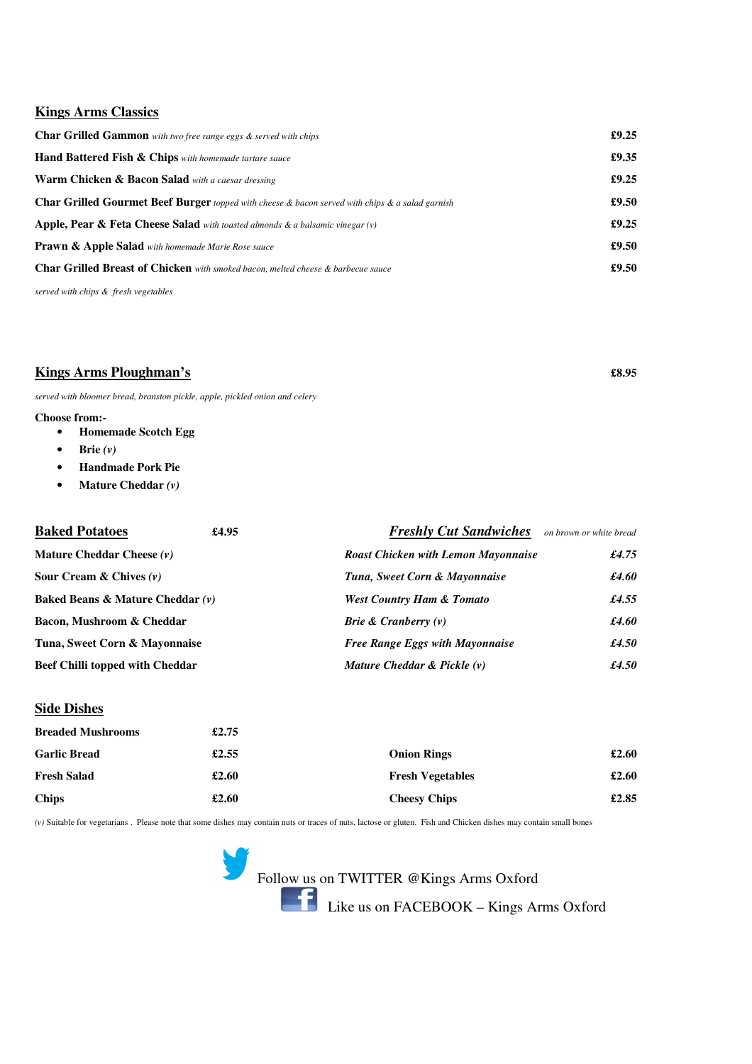## Kings Arms Classics

| | |
|---|---|
| **Char Grilled Gammon** *with two free range eggs & served with chips* | **£9.25** |
| **Hand Battered Fish & Chips** *with homemade tartare sauce* | **£9.35** |
| **Warm Chicken & Bacon Salad** *with a caesar dressing* | **£9.25** |
| **Char Grilled Gourmet Beef Burger** *topped with cheese & bacon served with chips & a salad garnish* | **£9.50** |
| **Apple, Pear & Feta Cheese Salad** *with toasted almonds & a balsamic vinegar (v)* | **£9.25** |
| **Prawn & Apple Salad** *with homemade Marie Rose sauce* | **£9.50** |
| **Char Grilled Breast of Chicken** *with smoked bacon, melted cheese & barbecue sauce* | **£9.50** |

*served with chips & fresh vegetables*

## Kings Arms Ploughman's **£8.95**

*served with bloomer bread, branston pickle, apple, pickled onion and celery*

**Choose from:-**

- **Homemade Scotch Egg**
- **Brie** ***(v)***
- **Handmade Pork Pie**
- **Mature Cheddar** ***(v)***

## Baked Potatoes **£4.95**

- **Mature Cheddar Cheese** ***(v)***
- **Sour Cream & Chives** ***(v)***
- **Baked Beans & Mature Cheddar** ***(v)***
- **Bacon, Mushroom & Cheddar**
- **Tuna, Sweet Corn & Mayonnaise**
- **Beef Chilli topped with Cheddar**

## *Freshly Cut Sandwiches* *on brown or white bread*

| | |
|---|---|
| ***Roast Chicken with Lemon Mayonnaise*** | ***£4.75*** |
| ***Tuna, Sweet Corn & Mayonnaise*** | ***£4.60*** |
| ***West Country Ham & Tomato*** | ***£4.55*** |
| ***Brie & Cranberry (v)*** | ***£4.60*** |
| ***Free Range Eggs with Mayonnaise*** | ***£4.50*** |
| ***Mature Cheddar & Pickle (v)*** | ***£4.50*** |

## Side Dishes

| | |
|---|---|
| **Breaded Mushrooms** | **£2.75** |
| **Garlic Bread** | **£2.55** |
| **Fresh Salad** | **£2.60** |
| **Chips** | **£2.60** |
| **Onion Rings** | **£2.60** |
| **Fresh Vegetables** | **£2.60** |
| **Cheesy Chips** | **£2.85** |

*(v)* Suitable for vegetarians . Please note that some dishes may contain nuts or traces of nuts, lactose or gluten. Fish and Chicken dishes may contain small bones

Follow us on TWITTER @Kings Arms Oxford

Like us on FACEBOOK – Kings Arms Oxford